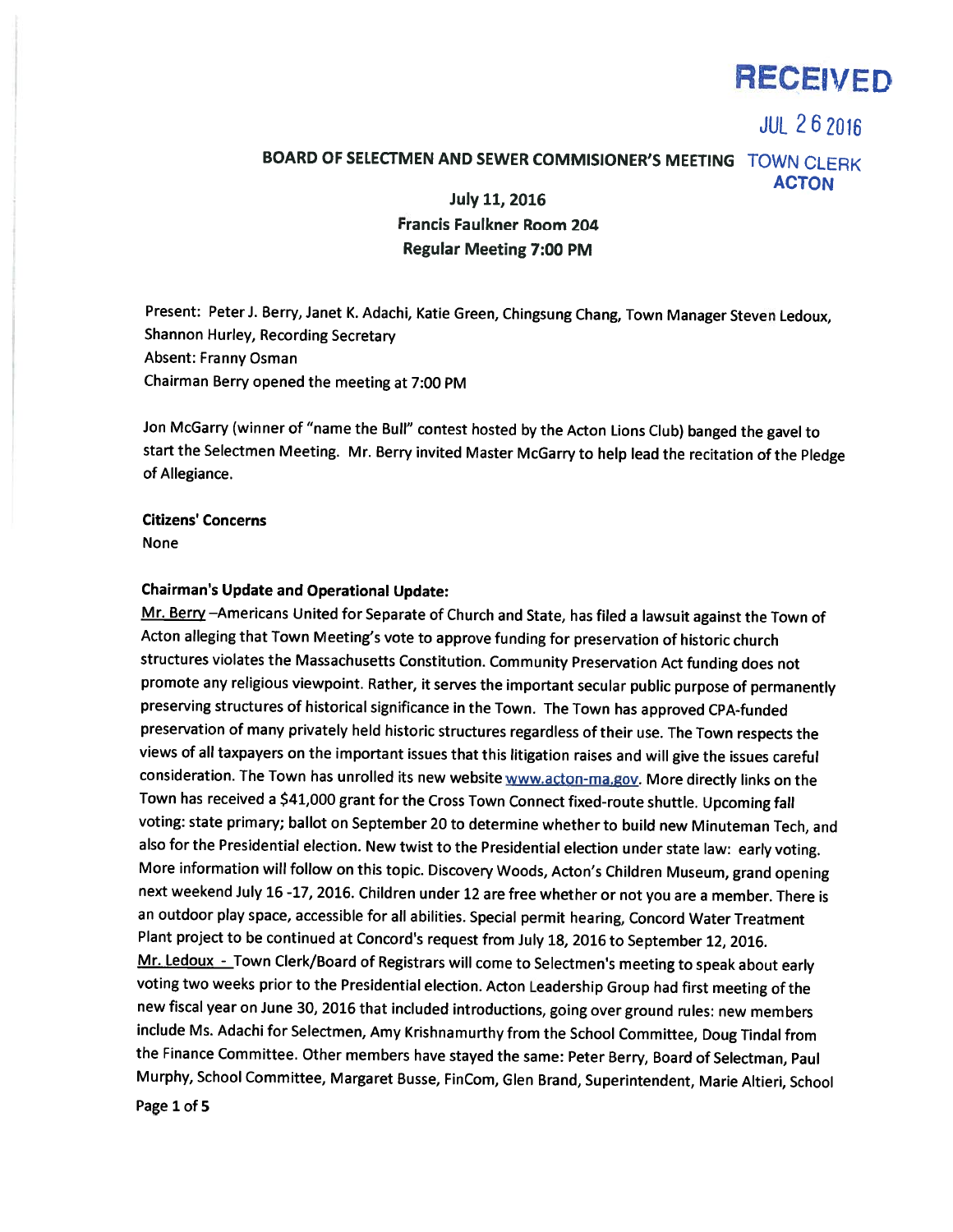RECEIVED

JUL 26 2016

TOWN CLERK
ACTON

## BOARD OF SELECTMEN AND SEWER COMMISIONER'S MEETING

**July 11, 2016**
**Francis Faulkner Room 204**
**Regular Meeting 7:00 PM**

Present: Peter J. Berry, Janet K. Adachi, Katie Green, Chingsung Chang, Town Manager Steven Ledoux, Shannon Hurley, Recording Secretary
Absent: Franny Osman
Chairman Berry opened the meeting at 7:00 PM

Jon McGarry (winner of "name the Bull" contest hosted by the Acton Lions Club) banged the gavel to start the Selectmen Meeting. Mr. Berry invited Master McGarry to help lead the recitation of the Pledge of Allegiance.

**Citizens' Concerns**
None

**Chairman's Update and Operational Update:**

Mr. Berry –Americans United for Separate of Church and State, has filed a lawsuit against the Town of Acton alleging that Town Meeting's vote to approve funding for preservation of historic church structures violates the Massachusetts Constitution. Community Preservation Act funding does not promote any religious viewpoint. Rather, it serves the important secular public purpose of permanently preserving structures of historical significance in the Town. The Town has approved CPA-funded preservation of many privately held historic structures regardless of their use. The Town respects the views of all taxpayers on the important issues that this litigation raises and will give the issues careful consideration. The Town has unrolled its new website www.acton-ma.gov. More directly links on the Town has received a $41,000 grant for the Cross Town Connect fixed-route shuttle. Upcoming fall voting: state primary; ballot on September 20 to determine whether to build new Minuteman Tech, and also for the Presidential election. New twist to the Presidential election under state law: early voting. More information will follow on this topic. Discovery Woods, Acton's Children Museum, grand opening next weekend July 16 -17, 2016. Children under 12 are free whether or not you are a member. There is an outdoor play space, accessible for all abilities. Special permit hearing, Concord Water Treatment Plant project to be continued at Concord's request from July 18, 2016 to September 12, 2016.

Mr. Ledoux - Town Clerk/Board of Registrars will come to Selectmen's meeting to speak about early voting two weeks prior to the Presidential election. Acton Leadership Group had first meeting of the new fiscal year on June 30, 2016 that included introductions, going over ground rules: new members include Ms. Adachi for Selectmen, Amy Krishnamurthy from the School Committee, Doug Tindal from the Finance Committee. Other members have stayed the same: Peter Berry, Board of Selectman, Paul Murphy, School Committee, Margaret Busse, FinCom, Glen Brand, Superintendent, Marie Altieri, School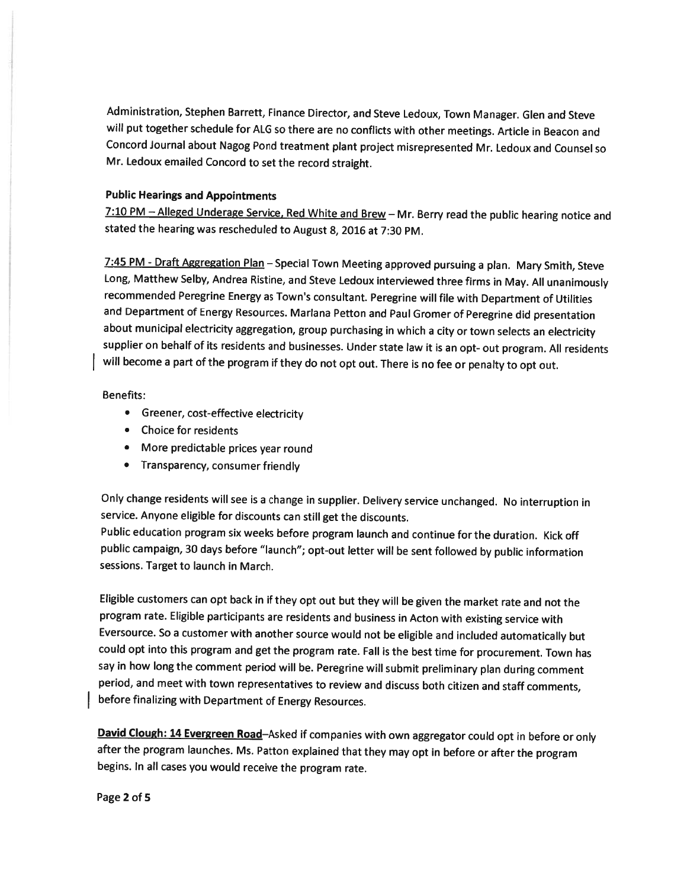Administration, Stephen Barrett, Finance Director, and Steve Ledoux, Town Manager. Glen and Steve will put together schedule for ALG so there are no conflicts with other meetings. Article in Beacon and Concord Journal about Nagog Pond treatment plant project misrepresented Mr. Ledoux and Counsel so Mr. Ledoux emailed Concord to set the record straight.

**Public Hearings and Appointments**

7:10 PM – Alleged Underage Service, Red White and Brew – Mr. Berry read the public hearing notice and stated the hearing was rescheduled to August 8, 2016 at 7:30 PM.

7:45 PM - Draft Aggregation Plan – Special Town Meeting approved pursuing a plan. Mary Smith, Steve Long, Matthew Selby, Andrea Ristine, and Steve Ledoux interviewed three firms in May. All unanimously recommended Peregrine Energy as Town's consultant. Peregrine will file with Department of Utilities and Department of Energy Resources. Marlana Petton and Paul Gromer of Peregrine did presentation about municipal electricity aggregation, group purchasing in which a city or town selects an electricity supplier on behalf of its residents and businesses. Under state law it is an opt- out program. All residents will become a part of the program if they do not opt out. There is no fee or penalty to opt out.

Benefits:

- Greener, cost-effective electricity
- Choice for residents
- More predictable prices year round
- Transparency, consumer friendly

Only change residents will see is a change in supplier. Delivery service unchanged. No interruption in service. Anyone eligible for discounts can still get the discounts.
Public education program six weeks before program launch and continue for the duration. Kick off public campaign, 30 days before "launch"; opt-out letter will be sent followed by public information sessions. Target to launch in March.

Eligible customers can opt back in if they opt out but they will be given the market rate and not the program rate. Eligible participants are residents and business in Acton with existing service with Eversource. So a customer with another source would not be eligible and included automatically but could opt into this program and get the program rate. Fall is the best time for procurement. Town has say in how long the comment period will be. Peregrine will submit preliminary plan during comment period, and meet with town representatives to review and discuss both citizen and staff comments, before finalizing with Department of Energy Resources.

**David Clough: 14 Evergreen Road**–Asked if companies with own aggregator could opt in before or only after the program launches. Ms. Patton explained that they may opt in before or after the program begins. In all cases you would receive the program rate.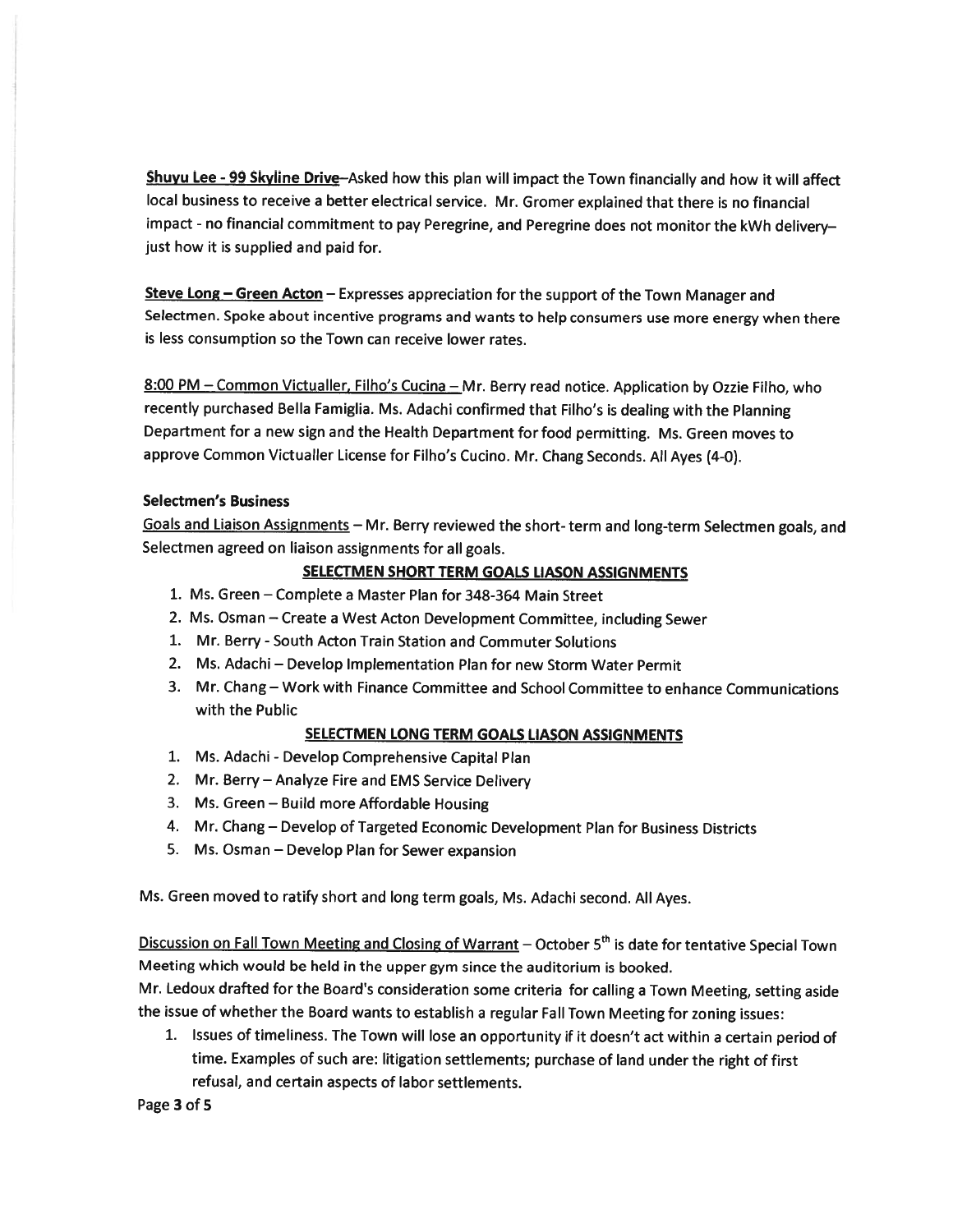**Shuyu Lee - 99 Skyline Drive**–Asked how this plan will impact the Town financially and how it will affect local business to receive a better electrical service. Mr. Gromer explained that there is no financial impact - no financial commitment to pay Peregrine, and Peregrine does not monitor the kWh delivery– just how it is supplied and paid for.

**Steve Long – Green Acton** – Expresses appreciation for the support of the Town Manager and Selectmen. Spoke about incentive programs and wants to help consumers use more energy when there is less consumption so the Town can receive lower rates.

8:00 PM – Common Victualler, Filho's Cucina – Mr. Berry read notice. Application by Ozzie Filho, who recently purchased Bella Famiglia. Ms. Adachi confirmed that Filho's is dealing with the Planning Department for a new sign and the Health Department for food permitting. Ms. Green moves to approve Common Victualler License for Filho's Cucino. Mr. Chang Seconds. All Ayes (4-0).

**Selectmen's Business**

Goals and Liaison Assignments – Mr. Berry reviewed the short- term and long-term Selectmen goals, and Selectmen agreed on liaison assignments for all goals.

**SELECTMEN SHORT TERM GOALS LIASON ASSIGNMENTS**

1. Ms. Green – Complete a Master Plan for 348-364 Main Street
2. Ms. Osman – Create a West Acton Development Committee, including Sewer
1. Mr. Berry - South Acton Train Station and Commuter Solutions
2. Ms. Adachi – Develop Implementation Plan for new Storm Water Permit
3. Mr. Chang – Work with Finance Committee and School Committee to enhance Communications with the Public

**SELECTMEN LONG TERM GOALS LIASON ASSIGNMENTS**

1. Ms. Adachi - Develop Comprehensive Capital Plan
2. Mr. Berry – Analyze Fire and EMS Service Delivery
3. Ms. Green – Build more Affordable Housing
4. Mr. Chang – Develop of Targeted Economic Development Plan for Business Districts
5. Ms. Osman – Develop Plan for Sewer expansion

Ms. Green moved to ratify short and long term goals, Ms. Adachi second. All Ayes.

Discussion on Fall Town Meeting and Closing of Warrant – October 5th is date for tentative Special Town Meeting which would be held in the upper gym since the auditorium is booked.

Mr. Ledoux drafted for the Board's consideration some criteria for calling a Town Meeting, setting aside the issue of whether the Board wants to establish a regular Fall Town Meeting for zoning issues:

1. Issues of timeliness. The Town will lose an opportunity if it doesn't act within a certain period of time. Examples of such are: litigation settlements; purchase of land under the right of first refusal, and certain aspects of labor settlements.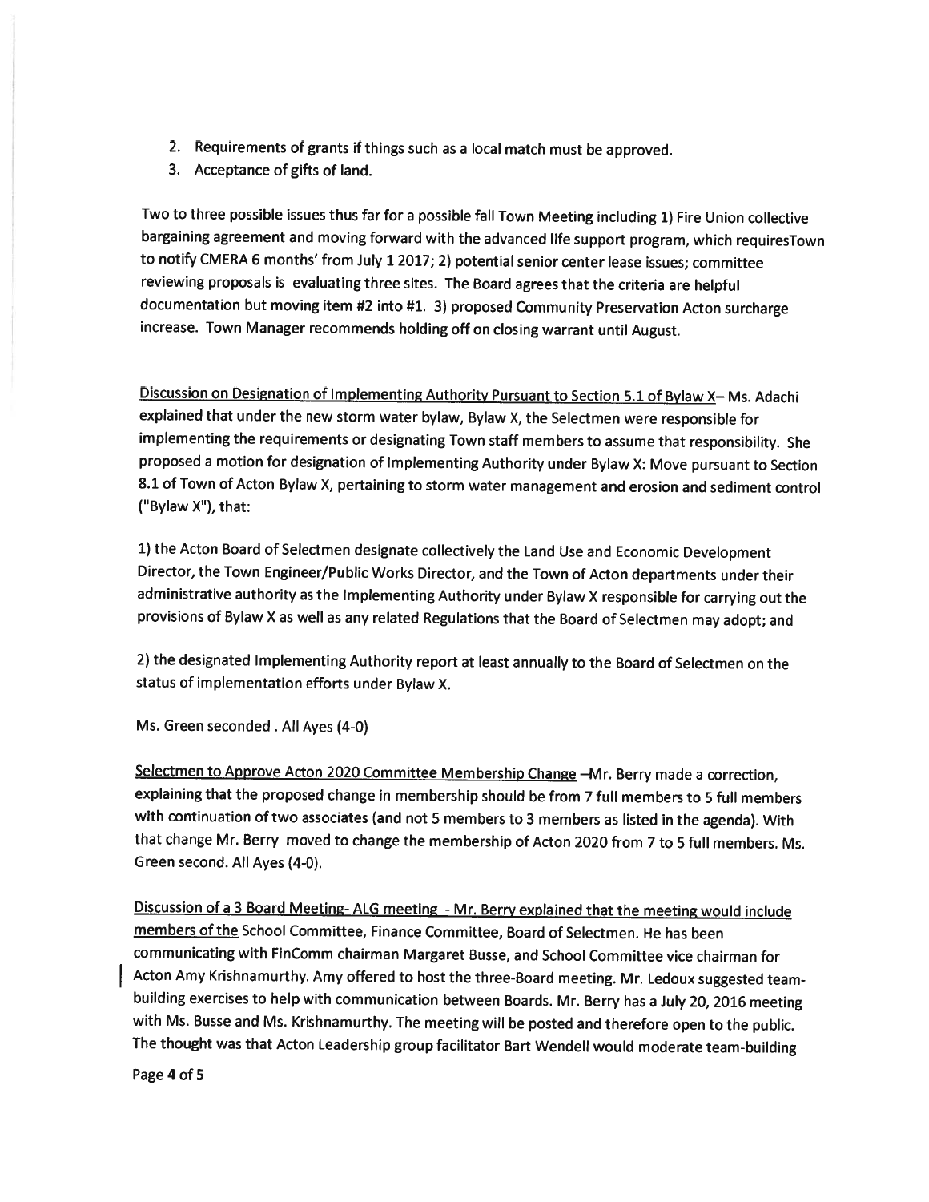2. Requirements of grants if things such as a local match must be approved.
3. Acceptance of gifts of land.

Two to three possible issues thus far for a possible fall Town Meeting including 1) Fire Union collective bargaining agreement and moving forward with the advanced life support program, which requiresTown to notify CMERA 6 months' from July 1 2017; 2) potential senior center lease issues; committee reviewing proposals is evaluating three sites. The Board agrees that the criteria are helpful documentation but moving item #2 into #1. 3) proposed Community Preservation Acton surcharge increase. Town Manager recommends holding off on closing warrant until August.

Discussion on Designation of Implementing Authority Pursuant to Section 5.1 of Bylaw X– Ms. Adachi explained that under the new storm water bylaw, Bylaw X, the Selectmen were responsible for implementing the requirements or designating Town staff members to assume that responsibility. She proposed a motion for designation of Implementing Authority under Bylaw X: Move pursuant to Section 8.1 of Town of Acton Bylaw X, pertaining to storm water management and erosion and sediment control ("Bylaw X"), that:

1) the Acton Board of Selectmen designate collectively the Land Use and Economic Development Director, the Town Engineer/Public Works Director, and the Town of Acton departments under their administrative authority as the Implementing Authority under Bylaw X responsible for carrying out the provisions of Bylaw X as well as any related Regulations that the Board of Selectmen may adopt; and

2) the designated Implementing Authority report at least annually to the Board of Selectmen on the status of implementation efforts under Bylaw X.

Ms. Green seconded . All Ayes (4-0)

Selectmen to Approve Acton 2020 Committee Membership Change –Mr. Berry made a correction, explaining that the proposed change in membership should be from 7 full members to 5 full members with continuation of two associates (and not 5 members to 3 members as listed in the agenda). With that change Mr. Berry moved to change the membership of Acton 2020 from 7 to 5 full members. Ms. Green second. All Ayes (4-0).

Discussion of a 3 Board Meeting- ALG meeting - Mr. Berry explained that the meeting would include members of the School Committee, Finance Committee, Board of Selectmen. He has been communicating with FinComm chairman Margaret Busse, and School Committee vice chairman for Acton Amy Krishnamurthy. Amy offered to host the three-Board meeting. Mr. Ledoux suggested team-building exercises to help with communication between Boards. Mr. Berry has a July 20, 2016 meeting with Ms. Busse and Ms. Krishnamurthy. The meeting will be posted and therefore open to the public. The thought was that Acton Leadership group facilitator Bart Wendell would moderate team-building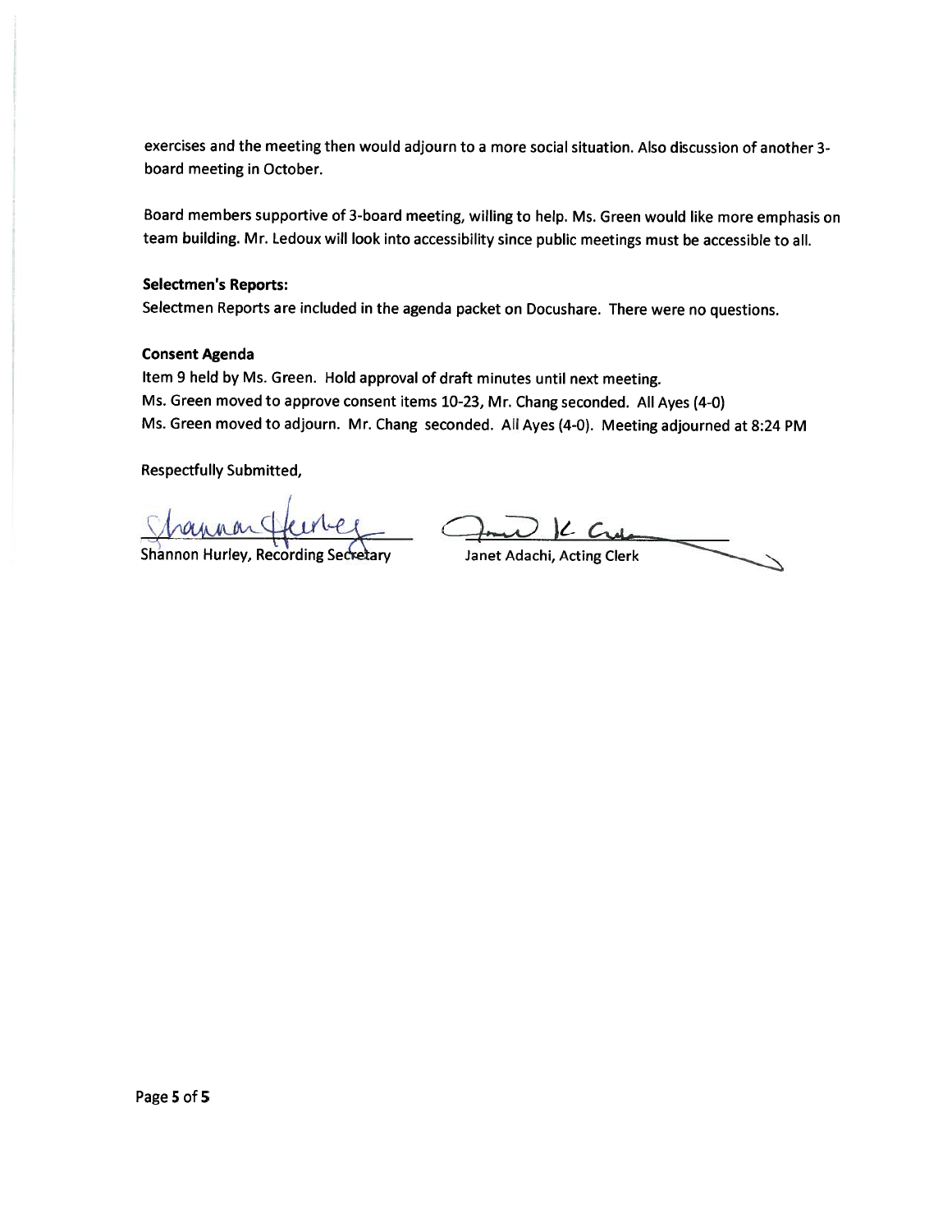exercises and the meeting then would adjourn to a more social situation. Also discussion of another 3-board meeting in October.

Board members supportive of 3-board meeting, willing to help. Ms. Green would like more emphasis on team building. Mr. Ledoux will look into accessibility since public meetings must be accessible to all.

**Selectmen's Reports:**

Selectmen Reports are included in the agenda packet on Docushare. There were no questions.

**Consent Agenda**

Item 9 held by Ms. Green. Hold approval of draft minutes until next meeting.
Ms. Green moved to approve consent items 10-23, Mr. Chang seconded. All Ayes (4-0)
Ms. Green moved to adjourn. Mr. Chang seconded. All Ayes (4-0). Meeting adjourned at 8:24 PM

Respectfully Submitted,

Shannon Hurley, Recording Secretary

Janet Adachi, Acting Clerk